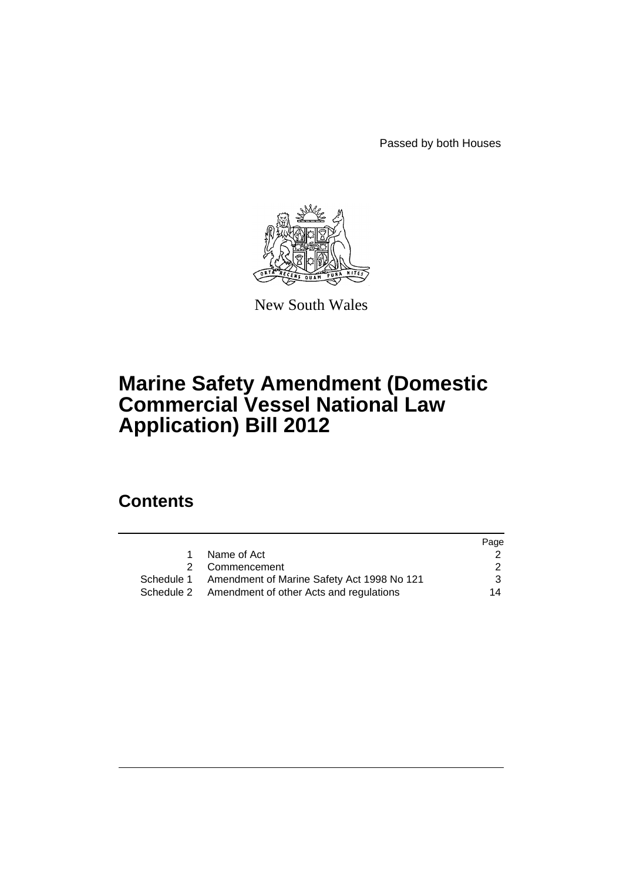Passed by both Houses

New South Wales

# Marine Safety Amendment (Domestic Commercial Vessel National Law Application) Bill 2012

## Contents

| | | Page |
|---|---|---|
| 1 | Name of Act | 2 |
| 2 | Commencement | 2 |
| Schedule 1 | Amendment of Marine Safety Act 1998 No 121 | 3 |
| Schedule 2 | Amendment of other Acts and regulations | 14 |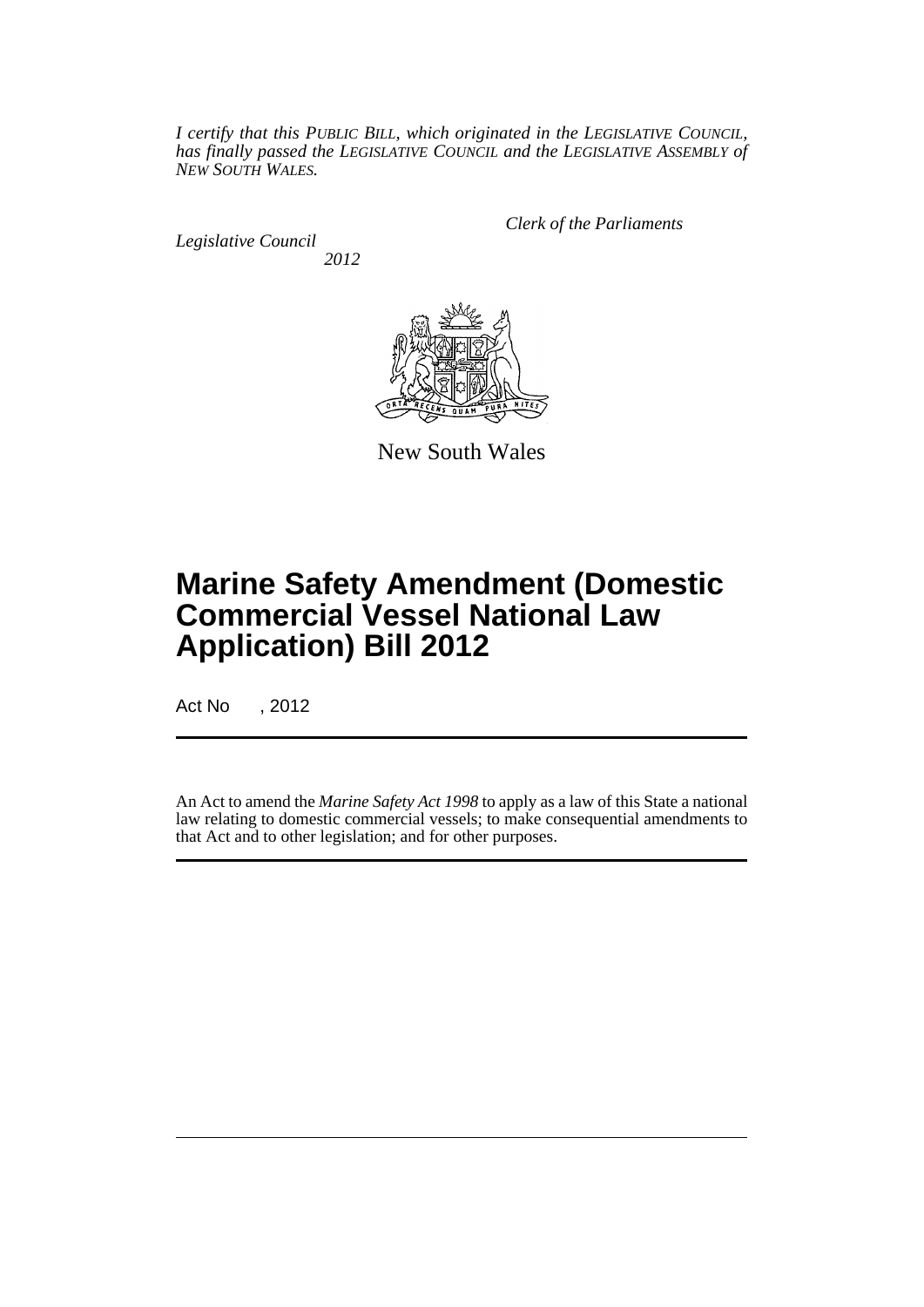*I certify that this PUBLIC BILL, which originated in the LEGISLATIVE COUNCIL, has finally passed the LEGISLATIVE COUNCIL and the LEGISLATIVE ASSEMBLY of NEW SOUTH WALES.*

*Clerk of the Parliaments*

*Legislative Council*

*2012*

New South Wales

# Marine Safety Amendment (Domestic Commercial Vessel National Law Application) Bill 2012

Act No , 2012

An Act to amend the *Marine Safety Act 1998* to apply as a law of this State a national law relating to domestic commercial vessels; to make consequential amendments to that Act and to other legislation; and for other purposes.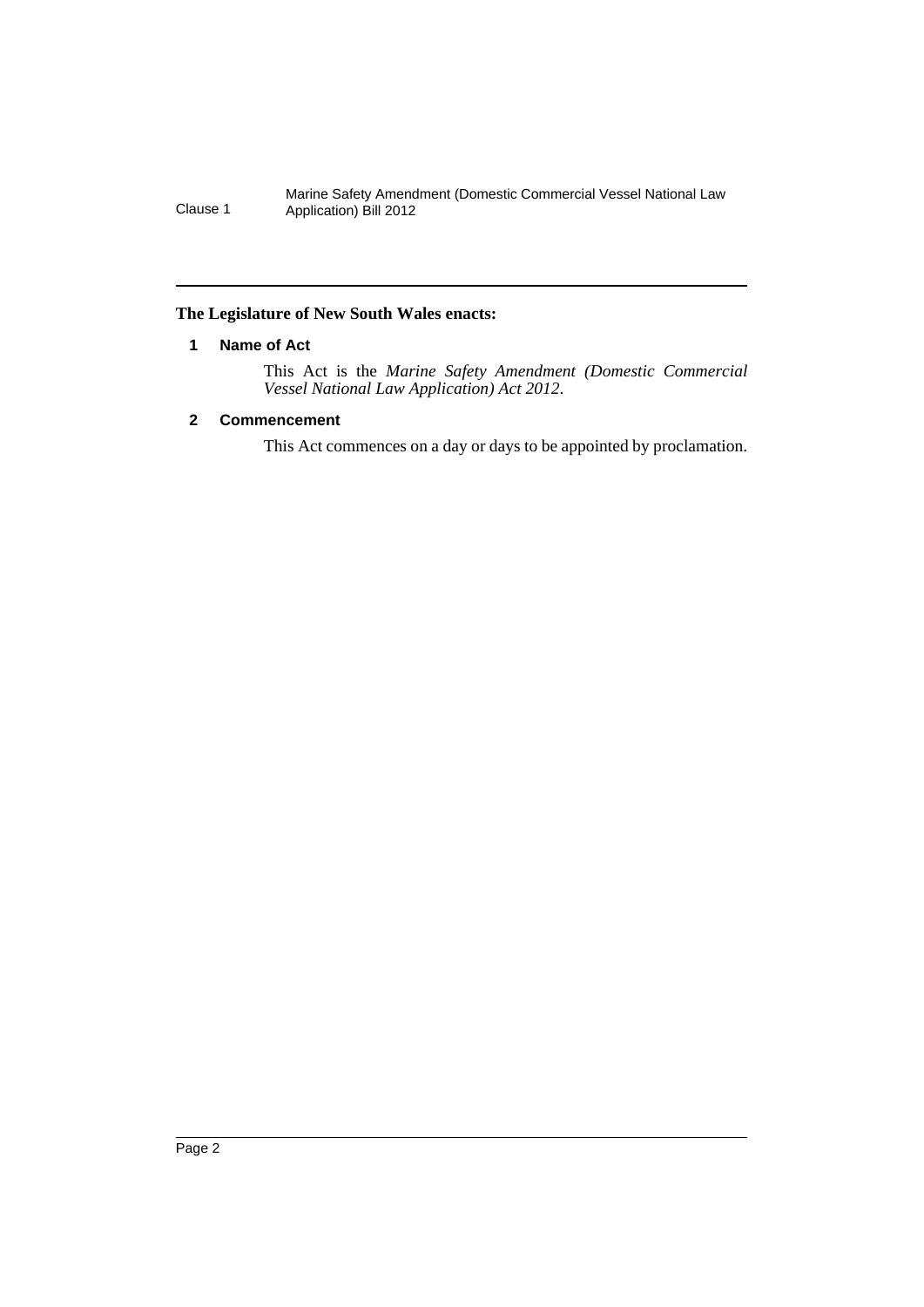**The Legislature of New South Wales enacts:**

### 1 Name of Act

This Act is the *Marine Safety Amendment (Domestic Commercial Vessel National Law Application) Act 2012*.

### 2 Commencement

This Act commences on a day or days to be appointed by proclamation.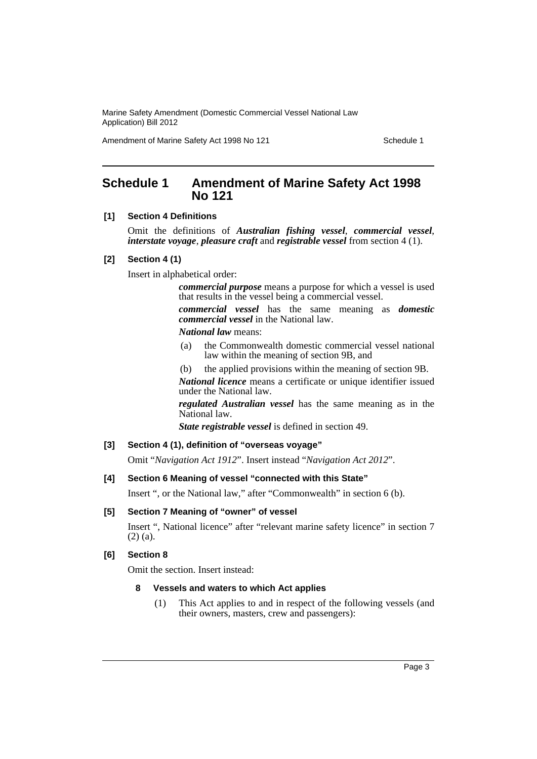## Schedule 1 Amendment of Marine Safety Act 1998 No 121

**[1] Section 4 Definitions**

Omit the definitions of ***Australian fishing vessel***, ***commercial vessel***, ***interstate voyage***, ***pleasure craft*** and ***registrable vessel*** from section 4 (1).

**[2] Section 4 (1)**

Insert in alphabetical order:

> ***commercial purpose*** means a purpose for which a vessel is used that results in the vessel being a commercial vessel.
>
> ***commercial vessel*** has the same meaning as ***domestic commercial vessel*** in the National law.
>
> ***National law*** means:
>
> (a) the Commonwealth domestic commercial vessel national law within the meaning of section 9B, and
>
> (b) the applied provisions within the meaning of section 9B.
>
> ***National licence*** means a certificate or unique identifier issued under the National law.
>
> ***regulated Australian vessel*** has the same meaning as in the National law.
>
> ***State registrable vessel*** is defined in section 49.

**[3] Section 4 (1), definition of "overseas voyage"**

Omit "*Navigation Act 1912*". Insert instead "*Navigation Act 2012*".

**[4] Section 6 Meaning of vessel "connected with this State"**

Insert ", or the National law," after "Commonwealth" in section 6 (b).

**[5] Section 7 Meaning of "owner" of vessel**

Insert ", National licence" after "relevant marine safety licence" in section 7 (2) (a).

**[6] Section 8**

Omit the section. Insert instead:

> **8 Vessels and waters to which Act applies**
>
> (1) This Act applies to and in respect of the following vessels (and their owners, masters, crew and passengers):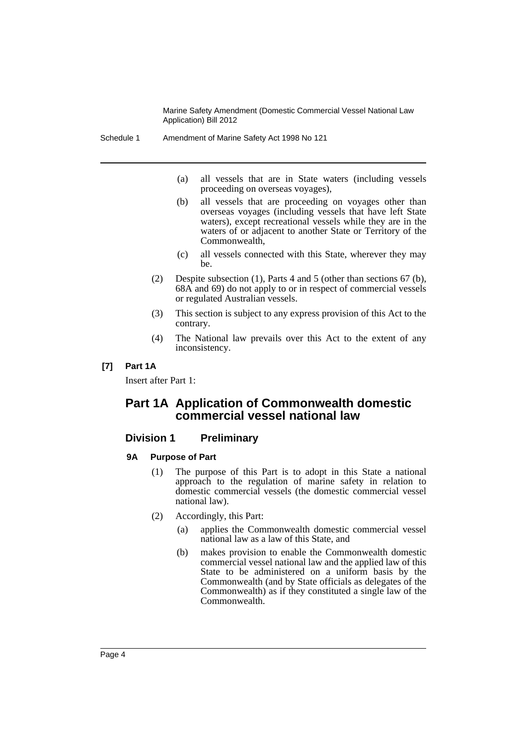(a) all vessels that are in State waters (including vessels proceeding on overseas voyages),

(b) all vessels that are proceeding on voyages other than overseas voyages (including vessels that have left State waters), except recreational vessels while they are in the waters of or adjacent to another State or Territory of the Commonwealth,

(c) all vessels connected with this State, wherever they may be.

(2) Despite subsection (1), Parts 4 and 5 (other than sections 67 (b), 68A and 69) do not apply to or in respect of commercial vessels or regulated Australian vessels.

(3) This section is subject to any express provision of this Act to the contrary.

(4) The National law prevails over this Act to the extent of any inconsistency.

**[7] Part 1A**

Insert after Part 1:

## Part 1A Application of Commonwealth domestic commercial vessel national law

### Division 1 Preliminary

#### 9A Purpose of Part

(1) The purpose of this Part is to adopt in this State a national approach to the regulation of marine safety in relation to domestic commercial vessels (the domestic commercial vessel national law).

(2) Accordingly, this Part:

(a) applies the Commonwealth domestic commercial vessel national law as a law of this State, and

(b) makes provision to enable the Commonwealth domestic commercial vessel national law and the applied law of this State to be administered on a uniform basis by the Commonwealth (and by State officials as delegates of the Commonwealth) as if they constituted a single law of the Commonwealth.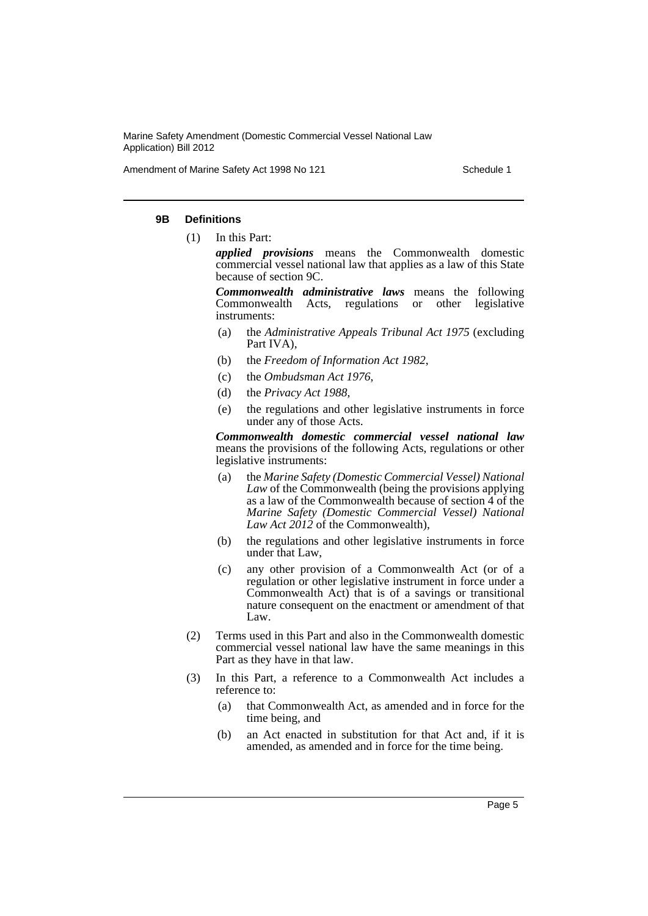### 9B Definitions

(1) In this Part:

***applied provisions*** means the Commonwealth domestic commercial vessel national law that applies as a law of this State because of section 9C.

***Commonwealth administrative laws*** means the following Commonwealth Acts, regulations or other legislative instruments:

- (a) the *Administrative Appeals Tribunal Act 1975* (excluding Part IVA),
- (b) the *Freedom of Information Act 1982*,
- (c) the *Ombudsman Act 1976*,
- (d) the *Privacy Act 1988*,
- (e) the regulations and other legislative instruments in force under any of those Acts.

***Commonwealth domestic commercial vessel national law*** means the provisions of the following Acts, regulations or other legislative instruments:

- (a) the *Marine Safety (Domestic Commercial Vessel) National Law* of the Commonwealth (being the provisions applying as a law of the Commonwealth because of section 4 of the *Marine Safety (Domestic Commercial Vessel) National Law Act 2012* of the Commonwealth),
- (b) the regulations and other legislative instruments in force under that Law,
- (c) any other provision of a Commonwealth Act (or of a regulation or other legislative instrument in force under a Commonwealth Act) that is of a savings or transitional nature consequent on the enactment or amendment of that Law.

(2) Terms used in this Part and also in the Commonwealth domestic commercial vessel national law have the same meanings in this Part as they have in that law.

(3) In this Part, a reference to a Commonwealth Act includes a reference to:

- (a) that Commonwealth Act, as amended and in force for the time being, and
- (b) an Act enacted in substitution for that Act and, if it is amended, as amended and in force for the time being.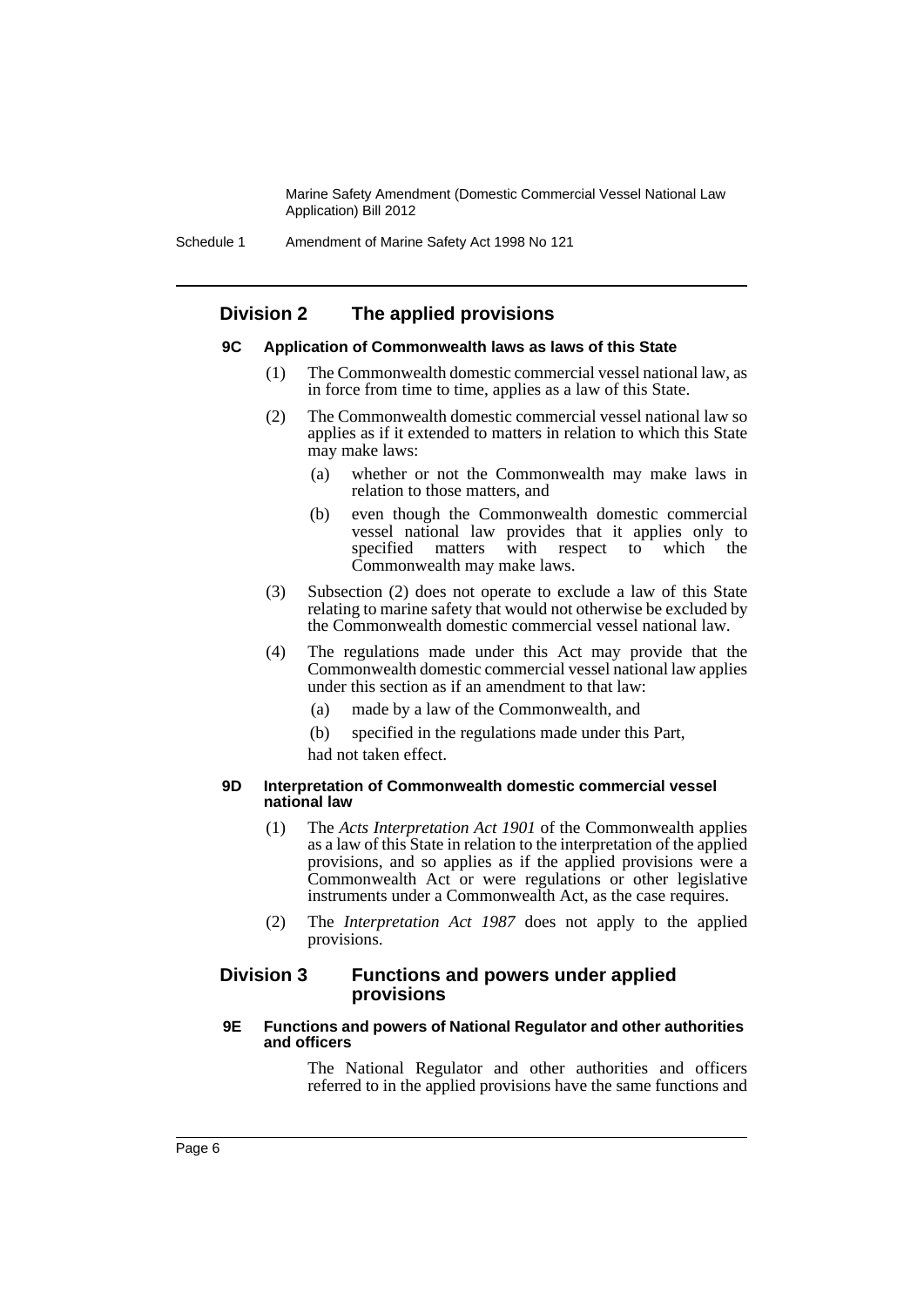## Division 2 The applied provisions

#### 9C Application of Commonwealth laws as laws of this State

(1) The Commonwealth domestic commercial vessel national law, as in force from time to time, applies as a law of this State.

(2) The Commonwealth domestic commercial vessel national law so applies as if it extended to matters in relation to which this State may make laws:

- (a) whether or not the Commonwealth may make laws in relation to those matters, and
- (b) even though the Commonwealth domestic commercial vessel national law provides that it applies only to specified matters with respect to which the Commonwealth may make laws.

(3) Subsection (2) does not operate to exclude a law of this State relating to marine safety that would not otherwise be excluded by the Commonwealth domestic commercial vessel national law.

(4) The regulations made under this Act may provide that the Commonwealth domestic commercial vessel national law applies under this section as if an amendment to that law:

- (a) made by a law of the Commonwealth, and
- (b) specified in the regulations made under this Part,

had not taken effect.

#### 9D Interpretation of Commonwealth domestic commercial vessel national law

(1) The *Acts Interpretation Act 1901* of the Commonwealth applies as a law of this State in relation to the interpretation of the applied provisions, and so applies as if the applied provisions were a Commonwealth Act or were regulations or other legislative instruments under a Commonwealth Act, as the case requires.

(2) The *Interpretation Act 1987* does not apply to the applied provisions.

## Division 3 Functions and powers under applied provisions

#### 9E Functions and powers of National Regulator and other authorities and officers

The National Regulator and other authorities and officers referred to in the applied provisions have the same functions and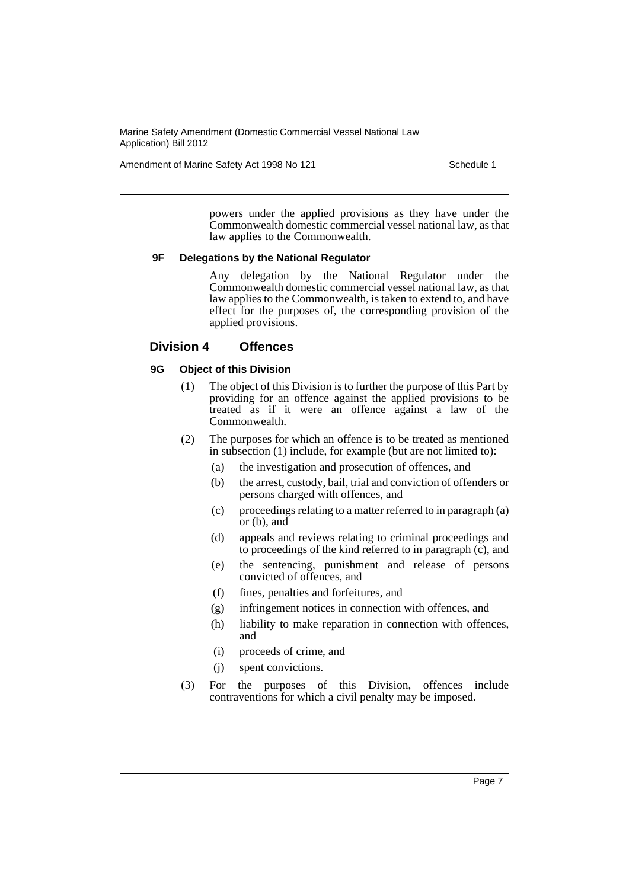powers under the applied provisions as they have under the Commonwealth domestic commercial vessel national law, as that law applies to the Commonwealth.

#### 9F Delegations by the National Regulator

Any delegation by the National Regulator under the Commonwealth domestic commercial vessel national law, as that law applies to the Commonwealth, is taken to extend to, and have effect for the purposes of, the corresponding provision of the applied provisions.

### Division 4 Offences

#### 9G Object of this Division

(1) The object of this Division is to further the purpose of this Part by providing for an offence against the applied provisions to be treated as if it were an offence against a law of the Commonwealth.

(2) The purposes for which an offence is to be treated as mentioned in subsection (1) include, for example (but are not limited to):

- (a) the investigation and prosecution of offences, and
- (b) the arrest, custody, bail, trial and conviction of offenders or persons charged with offences, and
- (c) proceedings relating to a matter referred to in paragraph (a) or (b), and
- (d) appeals and reviews relating to criminal proceedings and to proceedings of the kind referred to in paragraph (c), and
- (e) the sentencing, punishment and release of persons convicted of offences, and
- (f) fines, penalties and forfeitures, and
- (g) infringement notices in connection with offences, and
- (h) liability to make reparation in connection with offences, and
- (i) proceeds of crime, and
- (j) spent convictions.

(3) For the purposes of this Division, offences include contraventions for which a civil penalty may be imposed.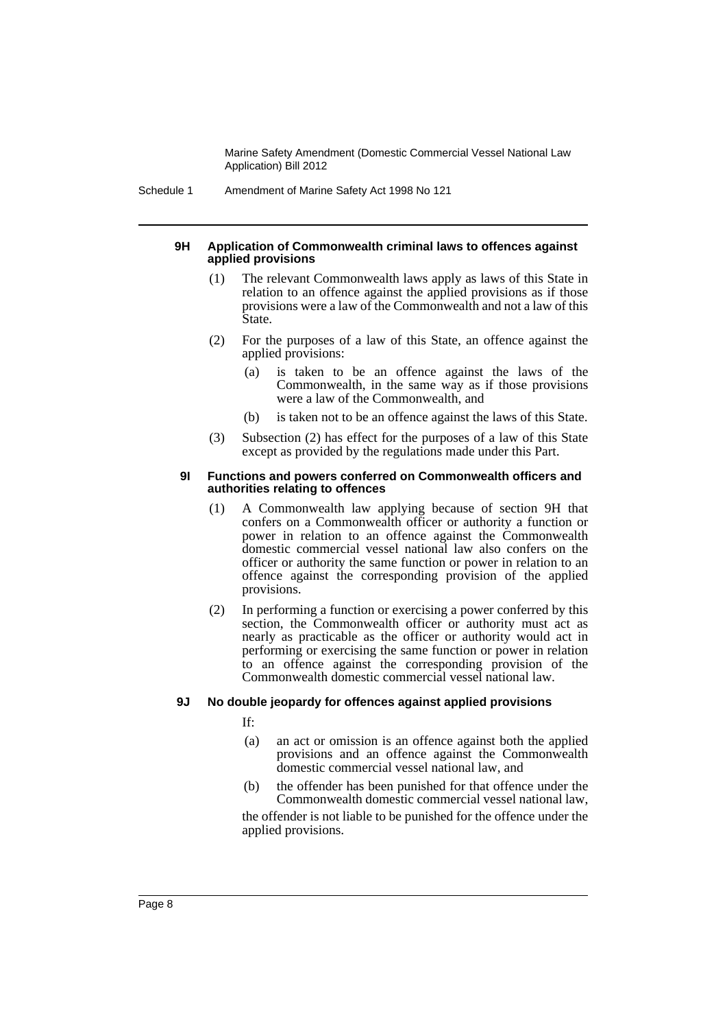#### 9H Application of Commonwealth criminal laws to offences against applied provisions

(1) The relevant Commonwealth laws apply as laws of this State in relation to an offence against the applied provisions as if those provisions were a law of the Commonwealth and not a law of this State.

(2) For the purposes of a law of this State, an offence against the applied provisions:

(a) is taken to be an offence against the laws of the Commonwealth, in the same way as if those provisions were a law of the Commonwealth, and

(b) is taken not to be an offence against the laws of this State.

(3) Subsection (2) has effect for the purposes of a law of this State except as provided by the regulations made under this Part.

#### 9I Functions and powers conferred on Commonwealth officers and authorities relating to offences

(1) A Commonwealth law applying because of section 9H that confers on a Commonwealth officer or authority a function or power in relation to an offence against the Commonwealth domestic commercial vessel national law also confers on the officer or authority the same function or power in relation to an offence against the corresponding provision of the applied provisions.

(2) In performing a function or exercising a power conferred by this section, the Commonwealth officer or authority must act as nearly as practicable as the officer or authority would act in performing or exercising the same function or power in relation to an offence against the corresponding provision of the Commonwealth domestic commercial vessel national law.

#### 9J No double jeopardy for offences against applied provisions

If:

(a) an act or omission is an offence against both the applied provisions and an offence against the Commonwealth domestic commercial vessel national law, and

(b) the offender has been punished for that offence under the Commonwealth domestic commercial vessel national law,

the offender is not liable to be punished for the offence under the applied provisions.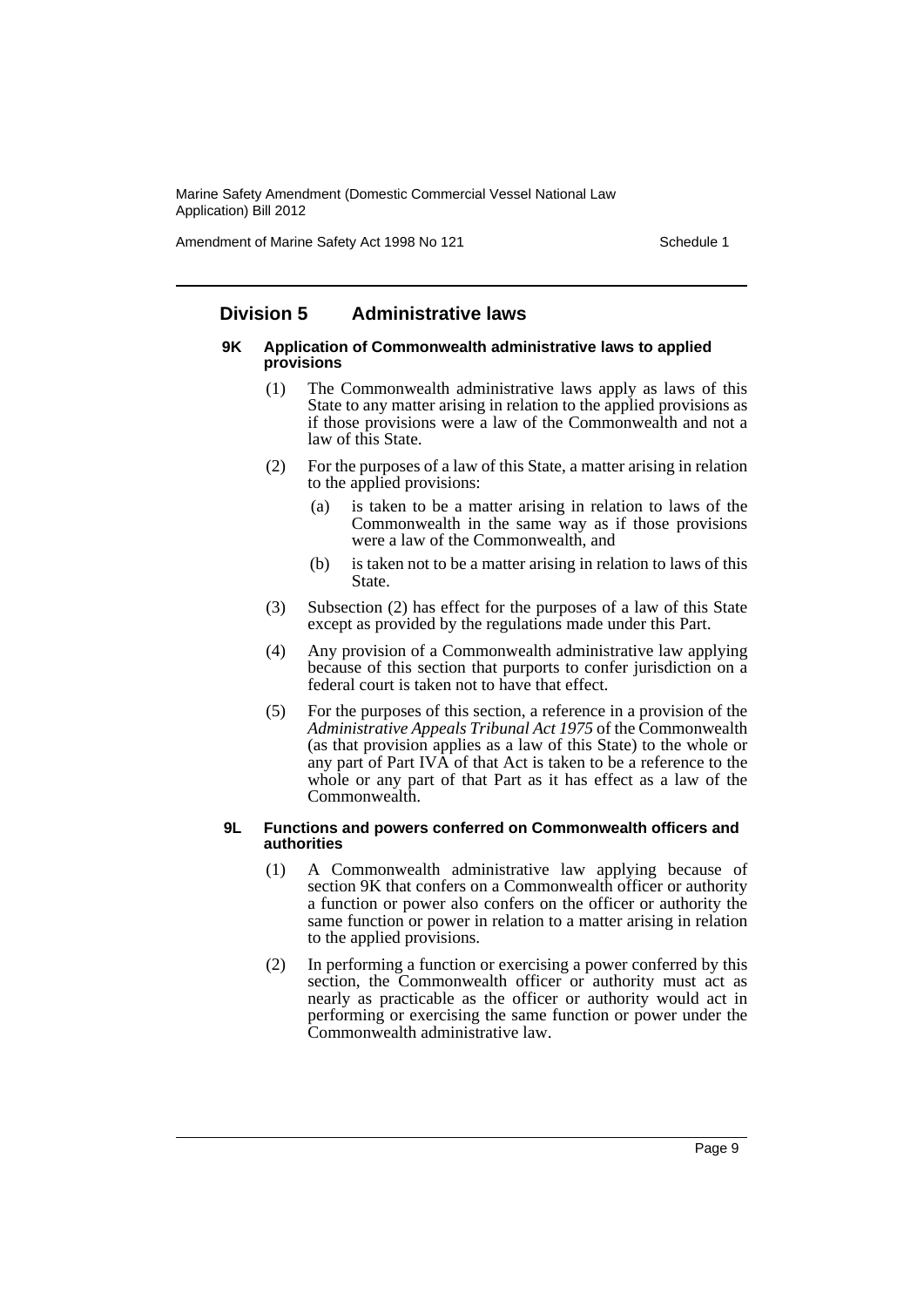## Division 5 Administrative laws

### 9K Application of Commonwealth administrative laws to applied provisions

(1) The Commonwealth administrative laws apply as laws of this State to any matter arising in relation to the applied provisions as if those provisions were a law of the Commonwealth and not a law of this State.

(2) For the purposes of a law of this State, a matter arising in relation to the applied provisions:

- (a) is taken to be a matter arising in relation to laws of the Commonwealth in the same way as if those provisions were a law of the Commonwealth, and
- (b) is taken not to be a matter arising in relation to laws of this State.

(3) Subsection (2) has effect for the purposes of a law of this State except as provided by the regulations made under this Part.

(4) Any provision of a Commonwealth administrative law applying because of this section that purports to confer jurisdiction on a federal court is taken not to have that effect.

(5) For the purposes of this section, a reference in a provision of the *Administrative Appeals Tribunal Act 1975* of the Commonwealth (as that provision applies as a law of this State) to the whole or any part of Part IVA of that Act is taken to be a reference to the whole or any part of that Part as it has effect as a law of the Commonwealth.

### 9L Functions and powers conferred on Commonwealth officers and authorities

(1) A Commonwealth administrative law applying because of section 9K that confers on a Commonwealth officer or authority a function or power also confers on the officer or authority the same function or power in relation to a matter arising in relation to the applied provisions.

(2) In performing a function or exercising a power conferred by this section, the Commonwealth officer or authority must act as nearly as practicable as the officer or authority would act in performing or exercising the same function or power under the Commonwealth administrative law.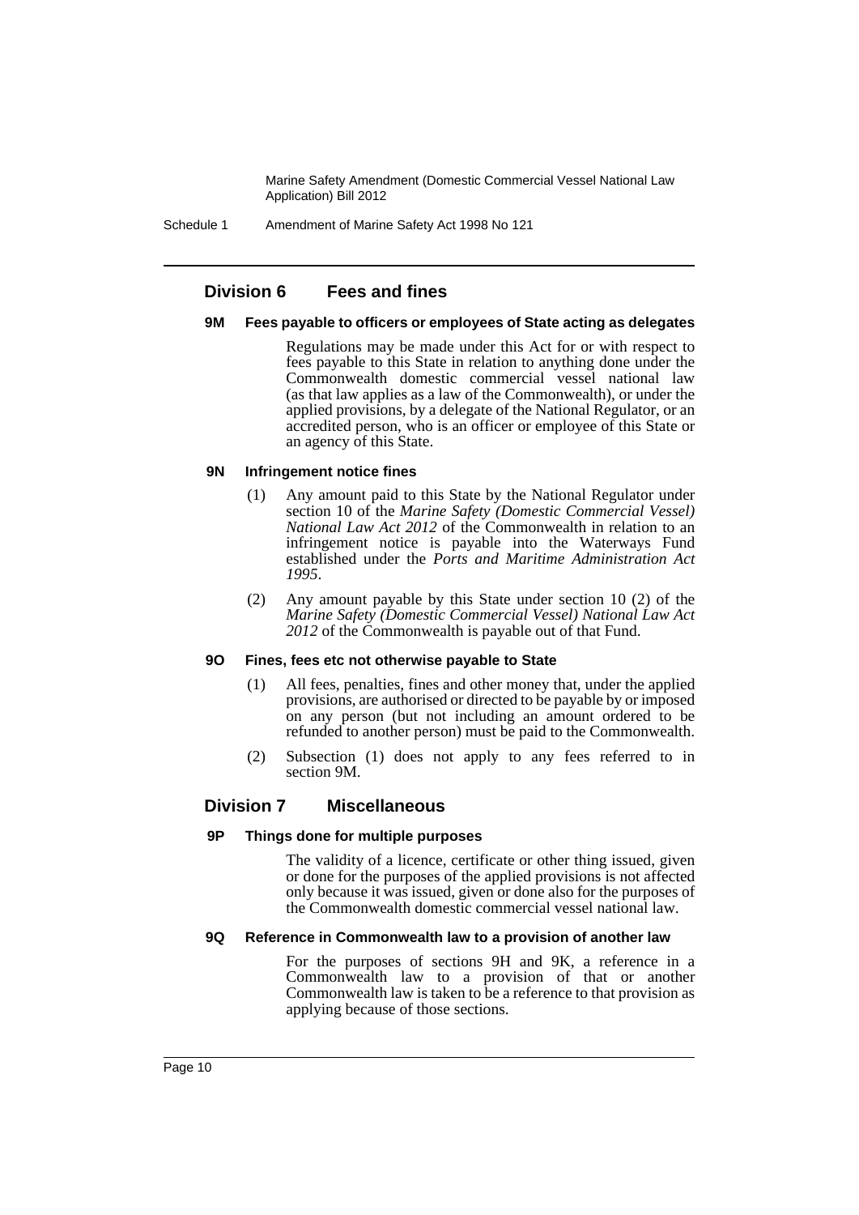## Division 6 Fees and fines

### 9M Fees payable to officers or employees of State acting as delegates

Regulations may be made under this Act for or with respect to fees payable to this State in relation to anything done under the Commonwealth domestic commercial vessel national law (as that law applies as a law of the Commonwealth), or under the applied provisions, by a delegate of the National Regulator, or an accredited person, who is an officer or employee of this State or an agency of this State.

### 9N Infringement notice fines

(1) Any amount paid to this State by the National Regulator under section 10 of the *Marine Safety (Domestic Commercial Vessel) National Law Act 2012* of the Commonwealth in relation to an infringement notice is payable into the Waterways Fund established under the *Ports and Maritime Administration Act 1995*.

(2) Any amount payable by this State under section 10 (2) of the *Marine Safety (Domestic Commercial Vessel) National Law Act 2012* of the Commonwealth is payable out of that Fund.

### 9O Fines, fees etc not otherwise payable to State

(1) All fees, penalties, fines and other money that, under the applied provisions, are authorised or directed to be payable by or imposed on any person (but not including an amount ordered to be refunded to another person) must be paid to the Commonwealth.

(2) Subsection (1) does not apply to any fees referred to in section 9M.

## Division 7 Miscellaneous

### 9P Things done for multiple purposes

The validity of a licence, certificate or other thing issued, given or done for the purposes of the applied provisions is not affected only because it was issued, given or done also for the purposes of the Commonwealth domestic commercial vessel national law.

### 9Q Reference in Commonwealth law to a provision of another law

For the purposes of sections 9H and 9K, a reference in a Commonwealth law to a provision of that or another Commonwealth law is taken to be a reference to that provision as applying because of those sections.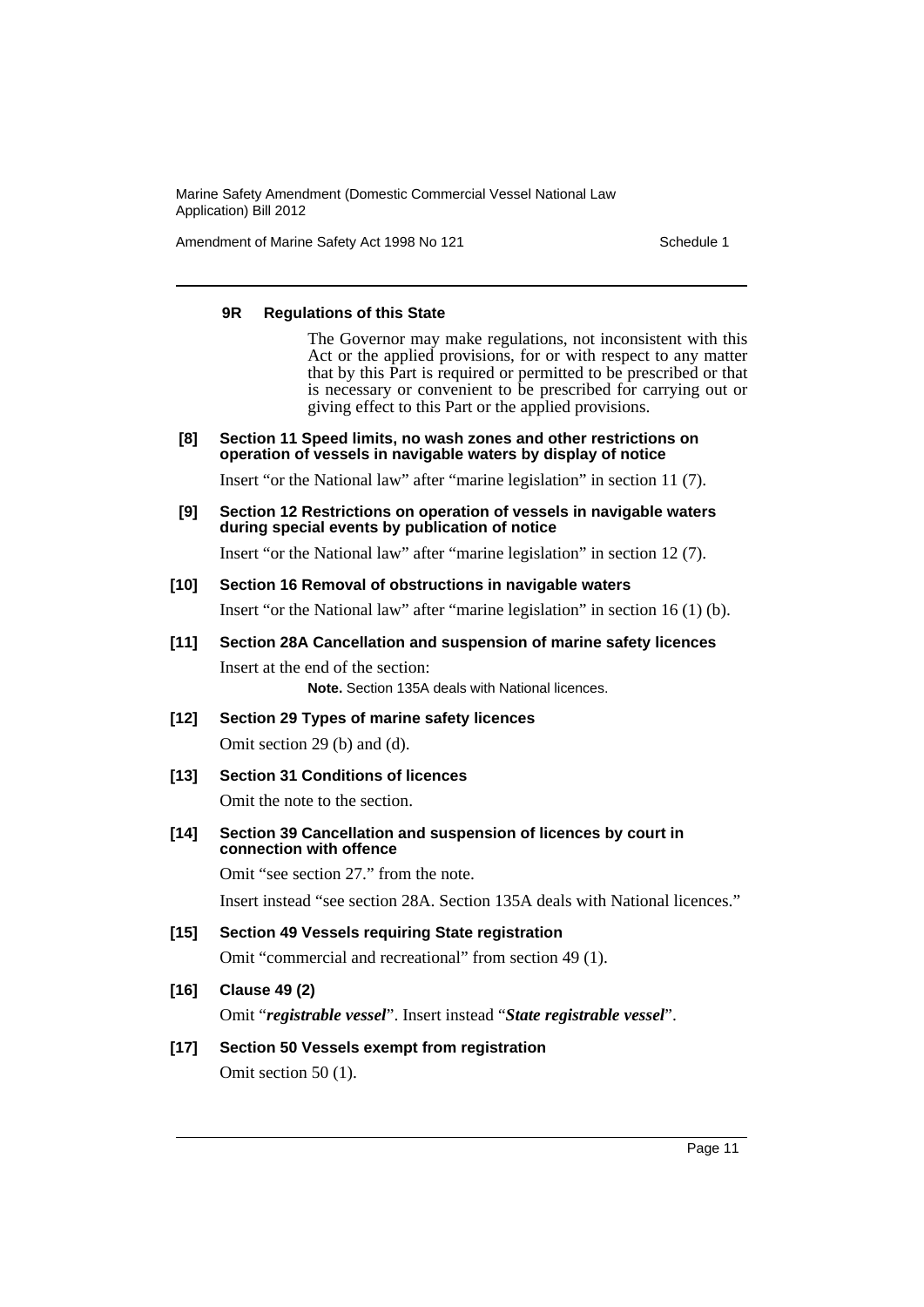### 9R Regulations of this State

The Governor may make regulations, not inconsistent with this Act or the applied provisions, for or with respect to any matter that by this Part is required or permitted to be prescribed or that is necessary or convenient to be prescribed for carrying out or giving effect to this Part or the applied provisions.

**[8] Section 11 Speed limits, no wash zones and other restrictions on operation of vessels in navigable waters by display of notice**

Insert "or the National law" after "marine legislation" in section 11 (7).

**[9] Section 12 Restrictions on operation of vessels in navigable waters during special events by publication of notice**

Insert "or the National law" after "marine legislation" in section 12 (7).

**[10] Section 16 Removal of obstructions in navigable waters**

Insert "or the National law" after "marine legislation" in section 16 (1) (b).

**[11] Section 28A Cancellation and suspension of marine safety licences**

Insert at the end of the section:

**Note.** Section 135A deals with National licences.

**[12] Section 29 Types of marine safety licences**

Omit section 29 (b) and (d).

**[13] Section 31 Conditions of licences**

Omit the note to the section.

**[14] Section 39 Cancellation and suspension of licences by court in connection with offence**

Omit "see section 27." from the note.

Insert instead "see section 28A. Section 135A deals with National licences."

**[15] Section 49 Vessels requiring State registration**

Omit "commercial and recreational" from section 49 (1).

**[16] Clause 49 (2)**

Omit "***registrable vessel***". Insert instead "***State registrable vessel***".

**[17] Section 50 Vessels exempt from registration**

Omit section 50 (1).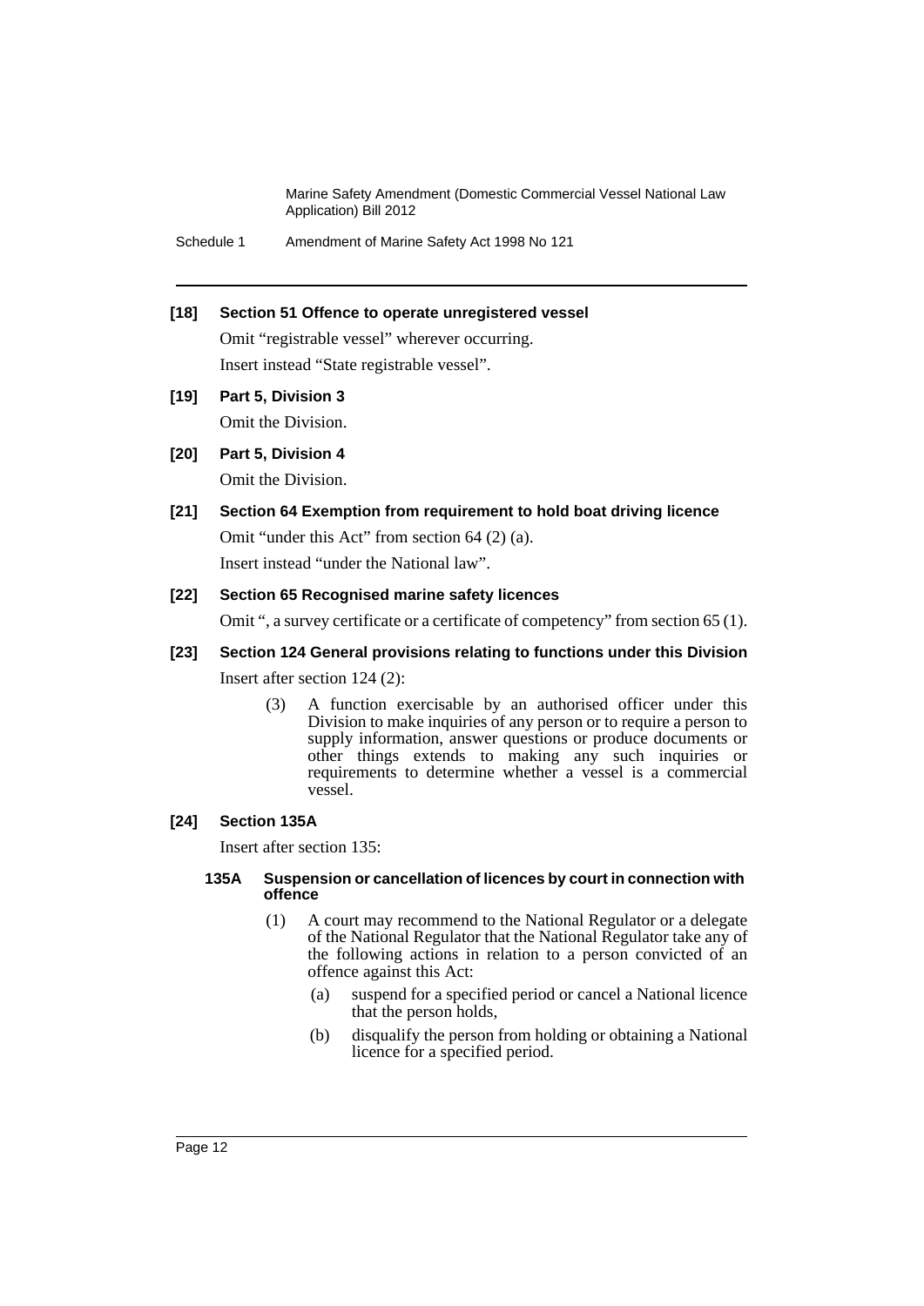**[18] Section 51 Offence to operate unregistered vessel**

Omit "registrable vessel" wherever occurring.

Insert instead "State registrable vessel".

**[19] Part 5, Division 3**

Omit the Division.

**[20] Part 5, Division 4**

Omit the Division.

**[21] Section 64 Exemption from requirement to hold boat driving licence**

Omit "under this Act" from section 64 (2) (a).

Insert instead "under the National law".

**[22] Section 65 Recognised marine safety licences**

Omit ", a survey certificate or a certificate of competency" from section 65 (1).

**[23] Section 124 General provisions relating to functions under this Division**

Insert after section 124 (2):

> (3) A function exercisable by an authorised officer under this Division to make inquiries of any person or to require a person to supply information, answer questions or produce documents or other things extends to making any such inquiries or requirements to determine whether a vessel is a commercial vessel.

**[24] Section 135A**

Insert after section 135:

> **135A Suspension or cancellation of licences by court in connection with offence**
>
> (1) A court may recommend to the National Regulator or a delegate of the National Regulator that the National Regulator take any of the following actions in relation to a person convicted of an offence against this Act:
>
> (a) suspend for a specified period or cancel a National licence that the person holds,
>
> (b) disqualify the person from holding or obtaining a National licence for a specified period.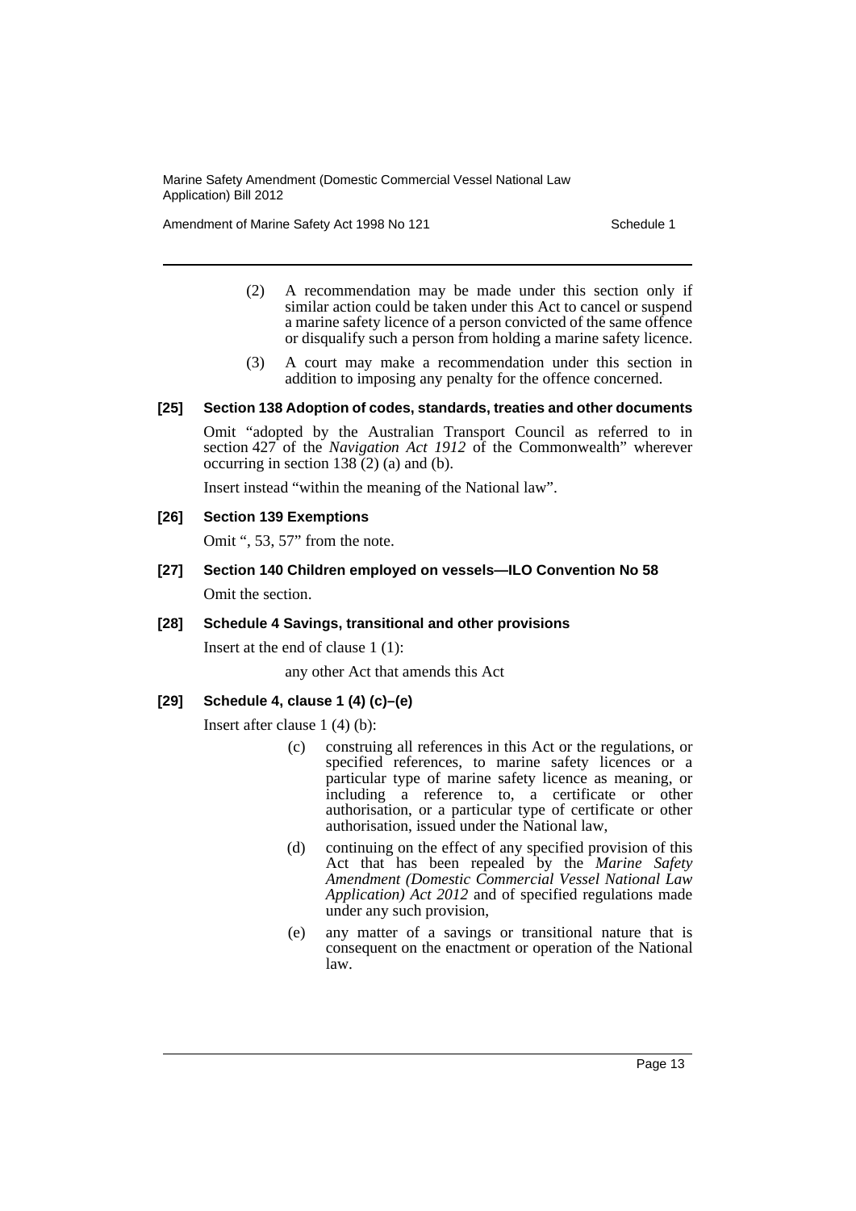(2) A recommendation may be made under this section only if similar action could be taken under this Act to cancel or suspend a marine safety licence of a person convicted of the same offence or disqualify such a person from holding a marine safety licence.

(3) A court may make a recommendation under this section in addition to imposing any penalty for the offence concerned.

**[25] Section 138 Adoption of codes, standards, treaties and other documents**

Omit "adopted by the Australian Transport Council as referred to in section 427 of the *Navigation Act 1912* of the Commonwealth" wherever occurring in section 138 (2) (a) and (b).

Insert instead "within the meaning of the National law".

**[26] Section 139 Exemptions**

Omit ", 53, 57" from the note.

**[27] Section 140 Children employed on vessels—ILO Convention No 58**

Omit the section.

**[28] Schedule 4 Savings, transitional and other provisions**

Insert at the end of clause 1 (1):

any other Act that amends this Act

**[29] Schedule 4, clause 1 (4) (c)–(e)**

Insert after clause 1 (4) (b):

(c) construing all references in this Act or the regulations, or specified references, to marine safety licences or a particular type of marine safety licence as meaning, or including a reference to, a certificate or other authorisation, or a particular type of certificate or other authorisation, issued under the National law,

(d) continuing on the effect of any specified provision of this Act that has been repealed by the *Marine Safety Amendment (Domestic Commercial Vessel National Law Application) Act 2012* and of specified regulations made under any such provision,

(e) any matter of a savings or transitional nature that is consequent on the enactment or operation of the National law.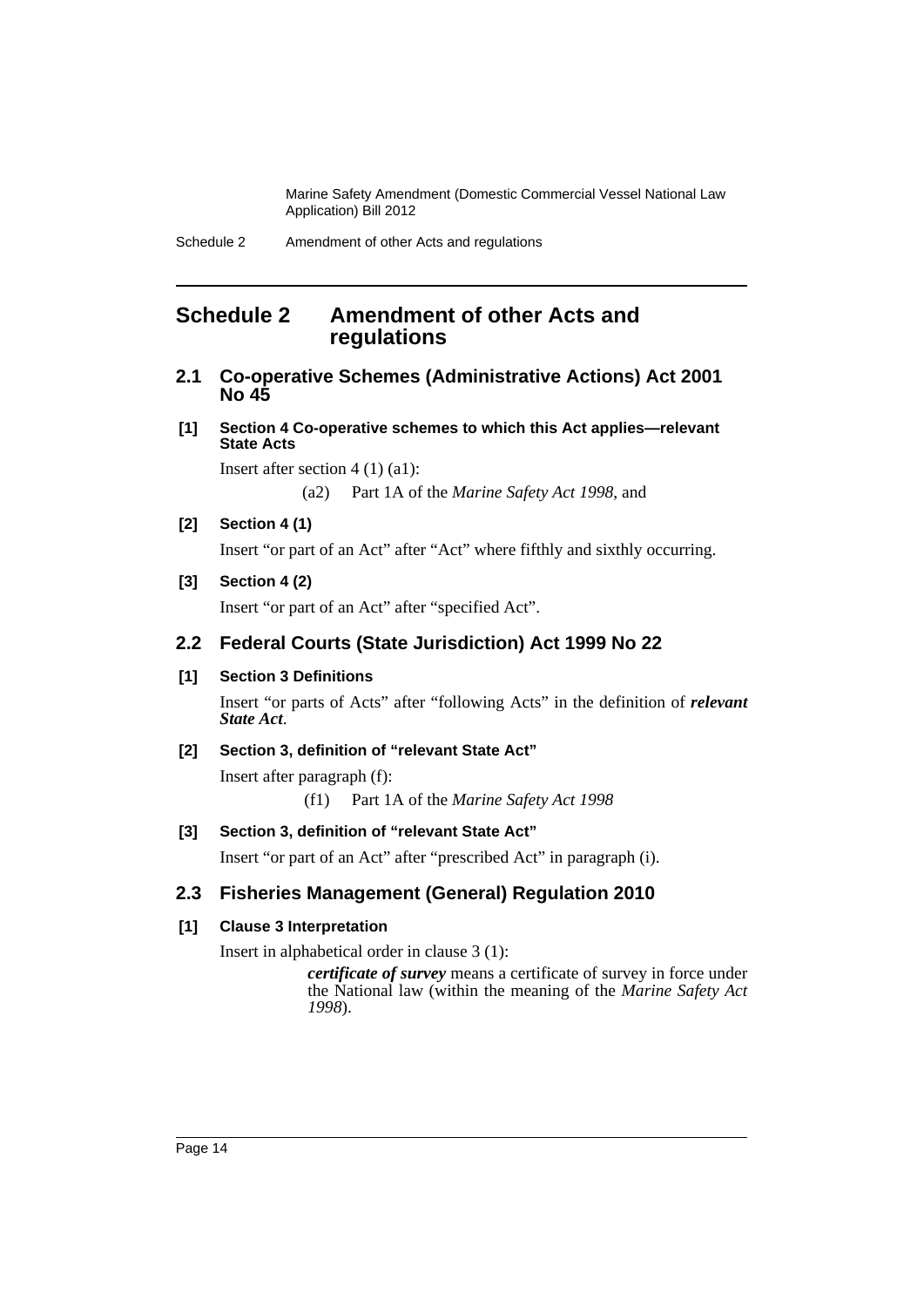## Schedule 2 Amendment of other Acts and regulations

### 2.1 Co-operative Schemes (Administrative Actions) Act 2001 No 45

**[1] Section 4 Co-operative schemes to which this Act applies—relevant State Acts**

Insert after section 4 (1) (a1):

(a2) Part 1A of the *Marine Safety Act 1998*, and

**[2] Section 4 (1)**

Insert "or part of an Act" after "Act" where fifthly and sixthly occurring.

**[3] Section 4 (2)**

Insert "or part of an Act" after "specified Act".

### 2.2 Federal Courts (State Jurisdiction) Act 1999 No 22

**[1] Section 3 Definitions**

Insert "or parts of Acts" after "following Acts" in the definition of ***relevant State Act***.

**[2] Section 3, definition of "relevant State Act"**

Insert after paragraph (f):

(f1) Part 1A of the *Marine Safety Act 1998*

**[3] Section 3, definition of "relevant State Act"**

Insert "or part of an Act" after "prescribed Act" in paragraph (i).

### 2.3 Fisheries Management (General) Regulation 2010

**[1] Clause 3 Interpretation**

Insert in alphabetical order in clause 3 (1):

***certificate of survey*** means a certificate of survey in force under the National law (within the meaning of the *Marine Safety Act 1998*).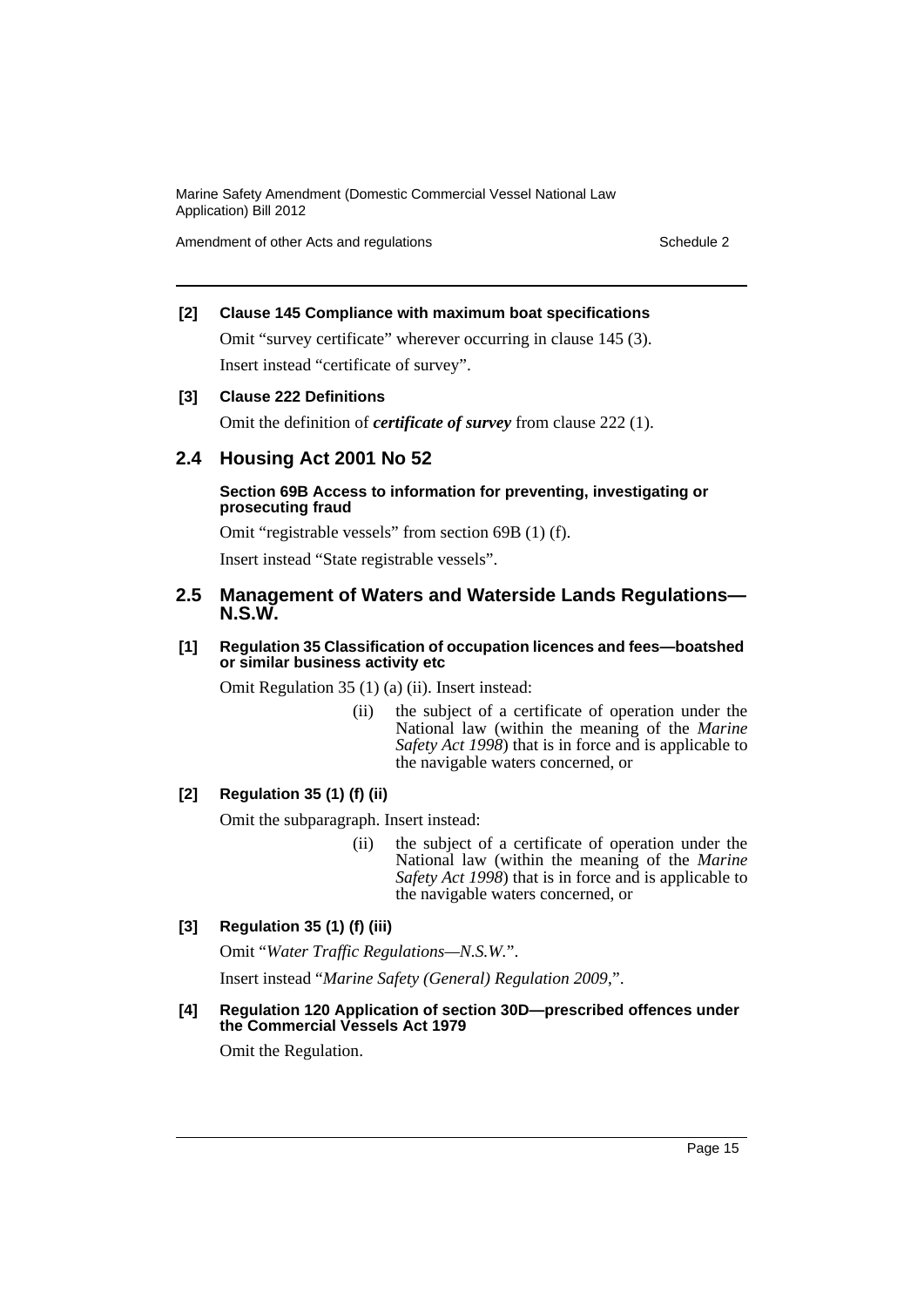**[2] Clause 145 Compliance with maximum boat specifications**

Omit "survey certificate" wherever occurring in clause 145 (3).

Insert instead "certificate of survey".

**[3] Clause 222 Definitions**

Omit the definition of ***certificate of survey*** from clause 222 (1).

## 2.4 Housing Act 2001 No 52

**Section 69B Access to information for preventing, investigating or prosecuting fraud**

Omit "registrable vessels" from section 69B (1) (f).

Insert instead "State registrable vessels".

## 2.5 Management of Waters and Waterside Lands Regulations—N.S.W.

**[1] Regulation 35 Classification of occupation licences and fees—boatshed or similar business activity etc**

Omit Regulation 35 (1) (a) (ii). Insert instead:

> (ii) the subject of a certificate of operation under the National law (within the meaning of the *Marine Safety Act 1998*) that is in force and is applicable to the navigable waters concerned, or

**[2] Regulation 35 (1) (f) (ii)**

Omit the subparagraph. Insert instead:

> (ii) the subject of a certificate of operation under the National law (within the meaning of the *Marine Safety Act 1998*) that is in force and is applicable to the navigable waters concerned, or

**[3] Regulation 35 (1) (f) (iii)**

Omit "*Water Traffic Regulations—N.S.W.*".

Insert instead "*Marine Safety (General) Regulation 2009*,".

**[4] Regulation 120 Application of section 30D—prescribed offences under the Commercial Vessels Act 1979**

Omit the Regulation.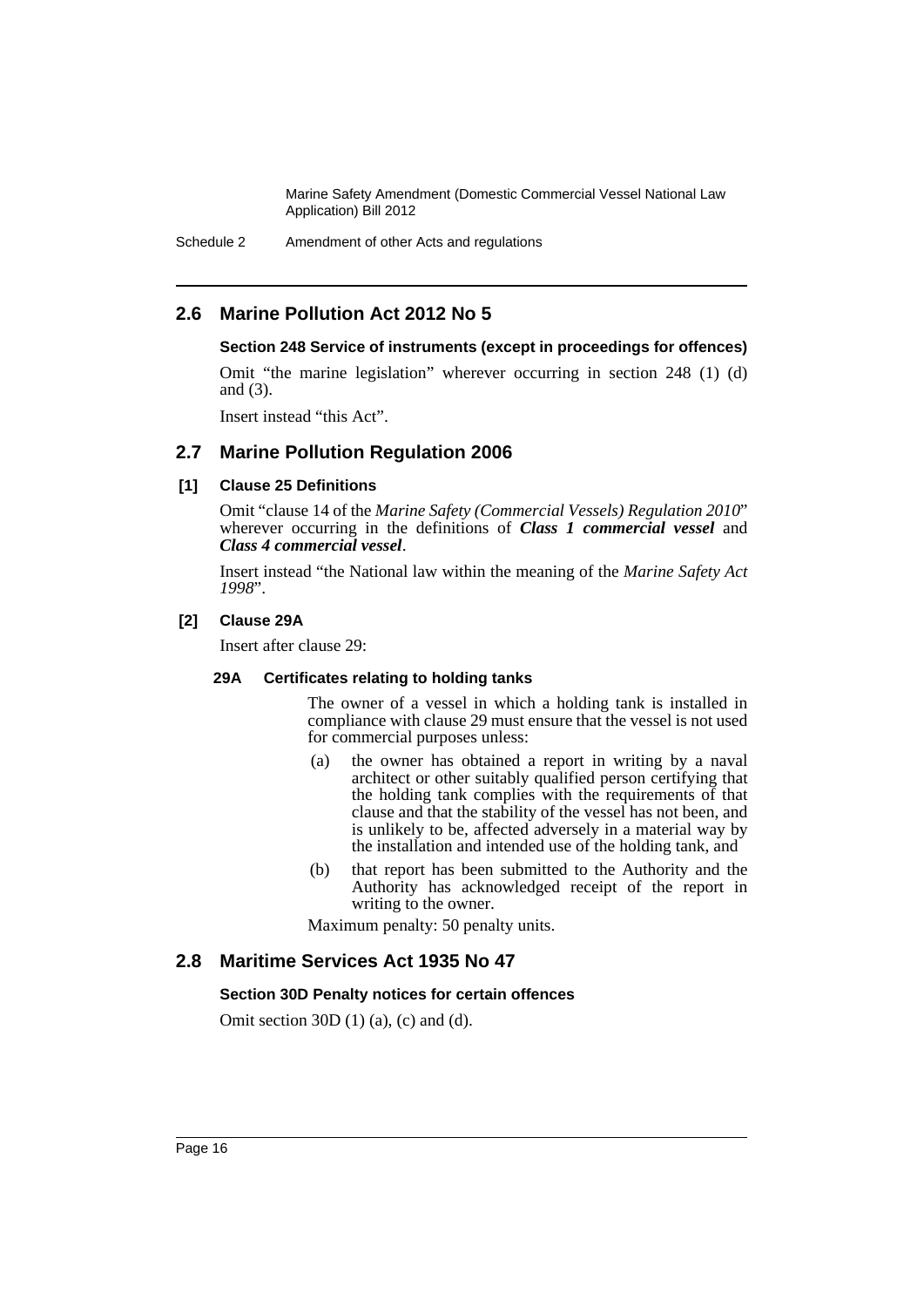## 2.6 Marine Pollution Act 2012 No 5

#### Section 248 Service of instruments (except in proceedings for offences)

Omit "the marine legislation" wherever occurring in section 248 (1) (d) and (3).

Insert instead "this Act".

## 2.7 Marine Pollution Regulation 2006

#### [1] Clause 25 Definitions

Omit "clause 14 of the *Marine Safety (Commercial Vessels) Regulation 2010*" wherever occurring in the definitions of ***Class 1 commercial vessel*** and ***Class 4 commercial vessel***.

Insert instead "the National law within the meaning of the *Marine Safety Act 1998*".

#### [2] Clause 29A

Insert after clause 29:

#### 29A Certificates relating to holding tanks

The owner of a vessel in which a holding tank is installed in compliance with clause 29 must ensure that the vessel is not used for commercial purposes unless:

(a) the owner has obtained a report in writing by a naval architect or other suitably qualified person certifying that the holding tank complies with the requirements of that clause and that the stability of the vessel has not been, and is unlikely to be, affected adversely in a material way by the installation and intended use of the holding tank, and

(b) that report has been submitted to the Authority and the Authority has acknowledged receipt of the report in writing to the owner.

Maximum penalty: 50 penalty units.

## 2.8 Maritime Services Act 1935 No 47

#### Section 30D Penalty notices for certain offences

Omit section 30D (1) (a), (c) and (d).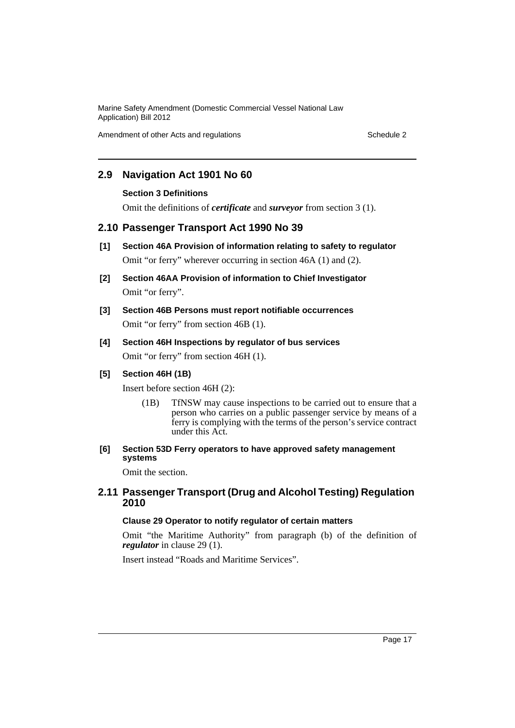## 2.9 Navigation Act 1901 No 60

### Section 3 Definitions

Omit the definitions of ***certificate*** and ***surveyor*** from section 3 (1).

## 2.10 Passenger Transport Act 1990 No 39

**[1] Section 46A Provision of information relating to safety to regulator**

Omit "or ferry" wherever occurring in section 46A (1) and (2).

**[2] Section 46AA Provision of information to Chief Investigator**

Omit "or ferry".

**[3] Section 46B Persons must report notifiable occurrences**

Omit "or ferry" from section 46B (1).

**[4] Section 46H Inspections by regulator of bus services**

Omit "or ferry" from section 46H (1).

**[5] Section 46H (1B)**

Insert before section 46H (2):

> (1B) TfNSW may cause inspections to be carried out to ensure that a person who carries on a public passenger service by means of a ferry is complying with the terms of the person's service contract under this Act.

**[6] Section 53D Ferry operators to have approved safety management systems**

Omit the section.

## 2.11 Passenger Transport (Drug and Alcohol Testing) Regulation 2010

### Clause 29 Operator to notify regulator of certain matters

Omit "the Maritime Authority" from paragraph (b) of the definition of ***regulator*** in clause 29 (1).

Insert instead "Roads and Maritime Services".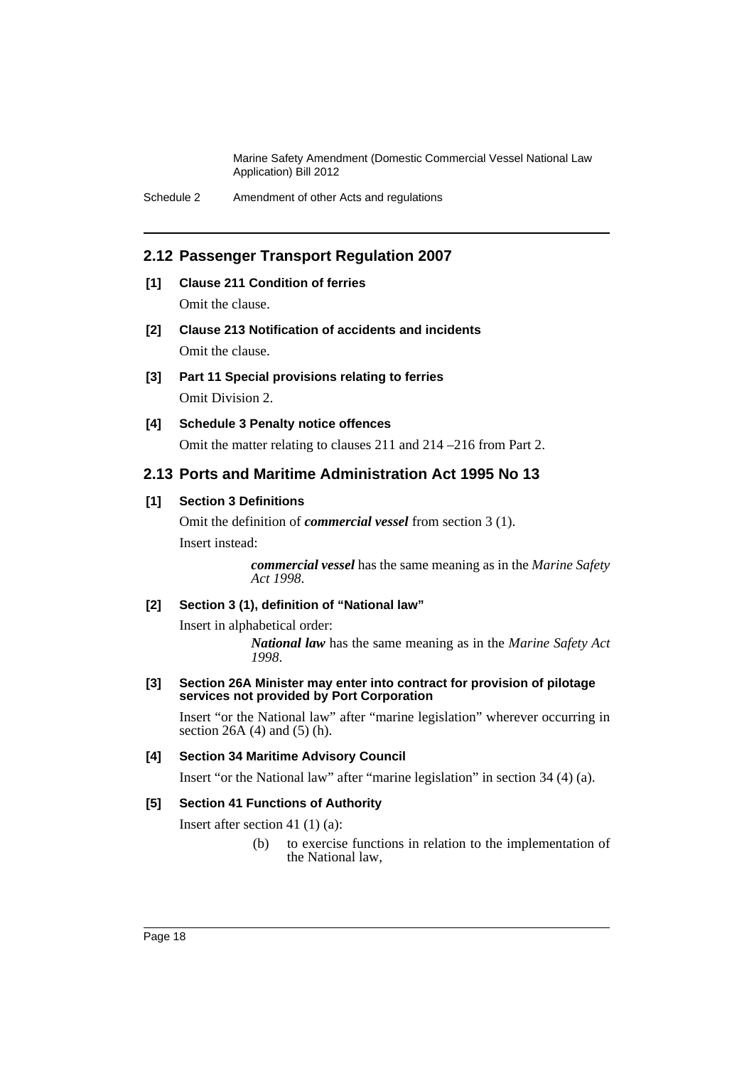## 2.12 Passenger Transport Regulation 2007

**[1] Clause 211 Condition of ferries**

Omit the clause.

**[2] Clause 213 Notification of accidents and incidents**

Omit the clause.

**[3] Part 11 Special provisions relating to ferries**

Omit Division 2.

**[4] Schedule 3 Penalty notice offences**

Omit the matter relating to clauses 211 and 214 –216 from Part 2.

## 2.13 Ports and Maritime Administration Act 1995 No 13

**[1] Section 3 Definitions**

Omit the definition of ***commercial vessel*** from section 3 (1).

Insert instead:

> ***commercial vessel*** has the same meaning as in the *Marine Safety Act 1998*.

**[2] Section 3 (1), definition of "National law"**

Insert in alphabetical order:

> ***National law*** has the same meaning as in the *Marine Safety Act 1998*.

**[3] Section 26A Minister may enter into contract for provision of pilotage services not provided by Port Corporation**

Insert "or the National law" after "marine legislation" wherever occurring in section 26A (4) and (5) (h).

**[4] Section 34 Maritime Advisory Council**

Insert "or the National law" after "marine legislation" in section 34 (4) (a).

**[5] Section 41 Functions of Authority**

Insert after section 41 (1) (a):

> (b) to exercise functions in relation to the implementation of the National law,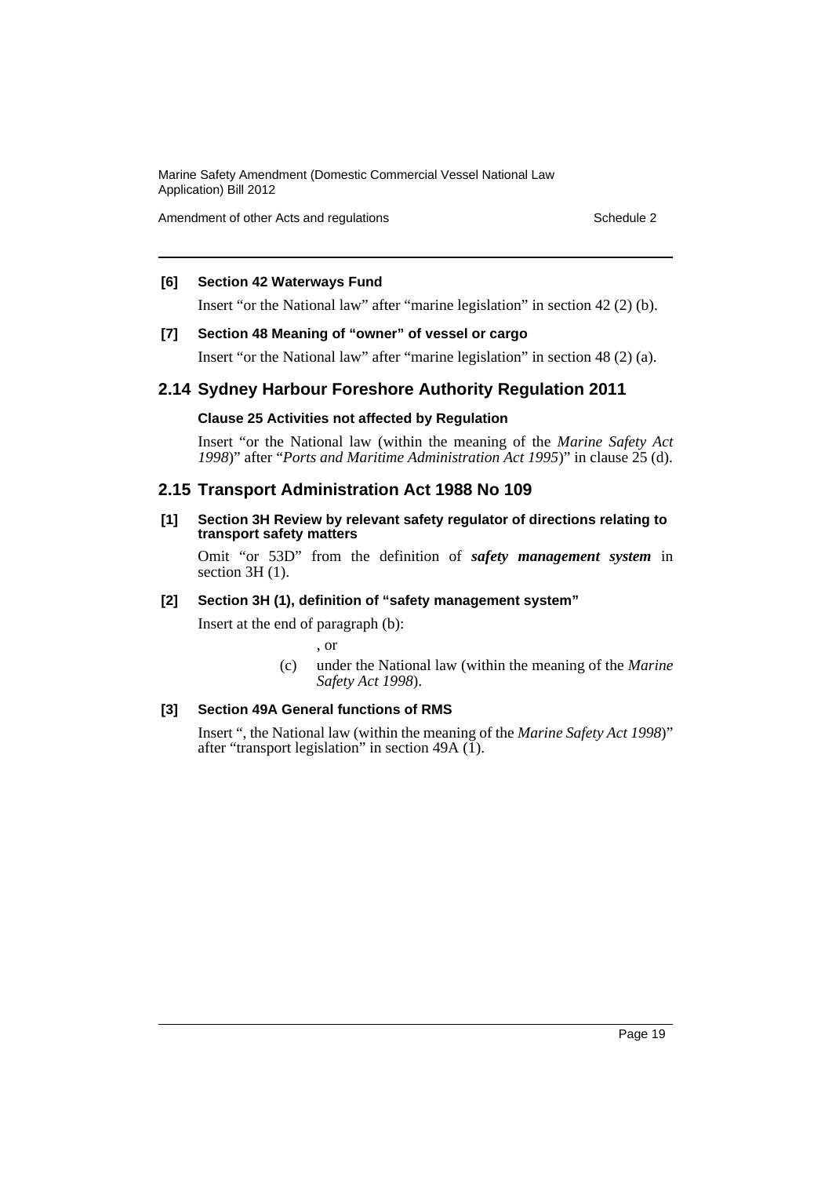**[6] Section 42 Waterways Fund**

Insert "or the National law" after "marine legislation" in section 42 (2) (b).

**[7] Section 48 Meaning of "owner" of vessel or cargo**

Insert "or the National law" after "marine legislation" in section 48 (2) (a).

## 2.14 Sydney Harbour Foreshore Authority Regulation 2011

**Clause 25 Activities not affected by Regulation**

Insert "or the National law (within the meaning of the *Marine Safety Act 1998*)" after "*Ports and Maritime Administration Act 1995*)" in clause 25 (d).

## 2.15 Transport Administration Act 1988 No 109

**[1] Section 3H Review by relevant safety regulator of directions relating to transport safety matters**

Omit "or 53D" from the definition of ***safety management system*** in section 3H (1).

**[2] Section 3H (1), definition of "safety management system"**

Insert at the end of paragraph (b):

, or

(c) under the National law (within the meaning of the *Marine Safety Act 1998*).

**[3] Section 49A General functions of RMS**

Insert ", the National law (within the meaning of the *Marine Safety Act 1998*)" after "transport legislation" in section 49A (1).